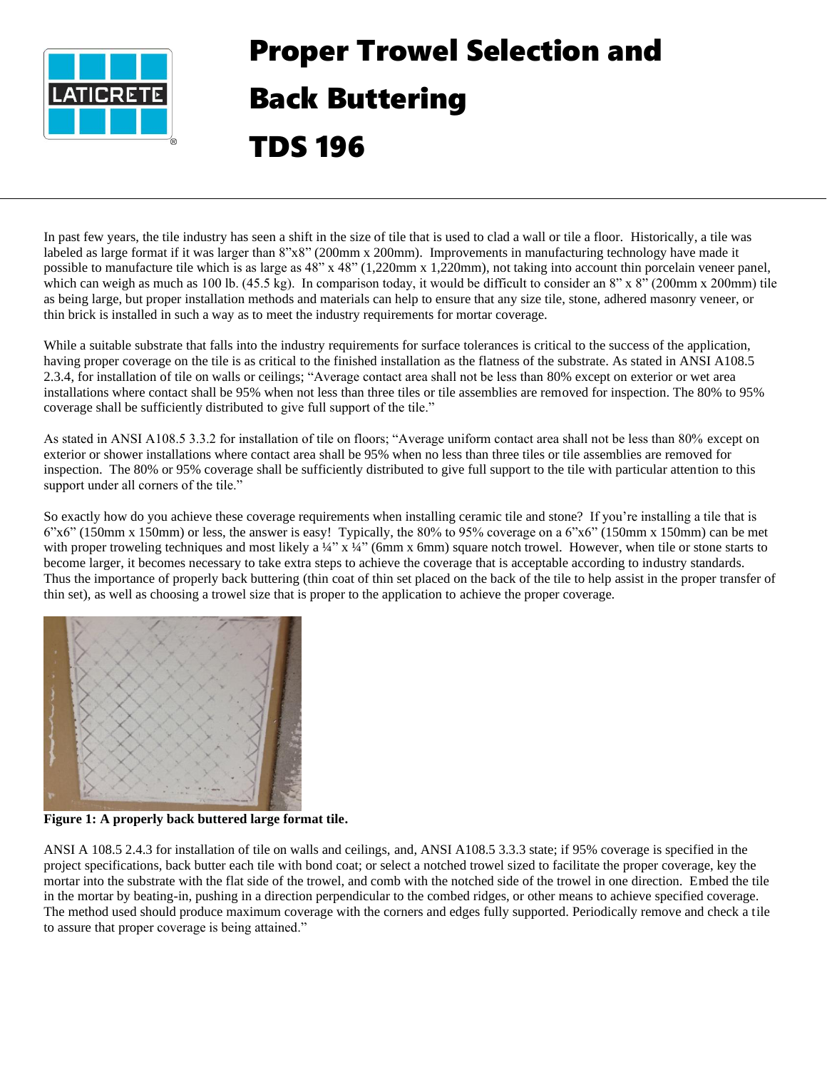# Proper Trowel Selection and Back Buttering

# TDS 196

In past few years, the tile industry has seen a shift in the size of tile that is used to clad a wall or tile a floor. Historically, a tile was labeled as large format if it was larger than 8"x8" (200mm x 200mm). Improvements in manufacturing technology have made it possible to manufacture tile which is as large as 48" x 48" (1,220mm x 1,220mm), not taking into account thin porcelain veneer panel, which can weigh as much as 100 lb. (45.5 kg). In comparison today, it would be difficult to consider an 8" x 8" (200mm x 200mm) tile as being large, but proper installation methods and materials can help to ensure that any size tile, stone, adhered masonry veneer, or thin brick is installed in such a way as to meet the industry requirements for mortar coverage.

While a suitable substrate that falls into the industry requirements for surface tolerances is critical to the success of the application, having proper coverage on the tile is as critical to the finished installation as the flatness of the substrate. As stated in ANSI A108.5 2.3.4, for installation of tile on walls or ceilings; "Average contact area shall not be less than 80% except on exterior or wet area installations where contact shall be 95% when not less than three tiles or tile assemblies are removed for inspection. The 80% to 95% coverage shall be sufficiently distributed to give full support of the tile."

As stated in ANSI A108.5 3.3.2 for installation of tile on floors; "Average uniform contact area shall not be less than 80% except on exterior or shower installations where contact area shall be 95% when no less than three tiles or tile assemblies are removed for inspection. The 80% or 95% coverage shall be sufficiently distributed to give full support to the tile with particular attention to this support under all corners of the tile."

So exactly how do you achieve these coverage requirements when installing ceramic tile and stone? If you're installing a tile that is 6"x6" (150mm x 150mm) or less, the answer is easy! Typically, the 80% to 95% coverage on a 6"x6" (150mm x 150mm) can be met with proper troweling techniques and most likely a ¼" x ¼" (6mm x 6mm) square notch trowel. However, when tile or stone starts to become larger, it becomes necessary to take extra steps to achieve the coverage that is acceptable according to industry standards. Thus the importance of properly back buttering (thin coat of thin set placed on the back of the tile to help assist in the proper transfer of thin set), as well as choosing a trowel size that is proper to the application to achieve the proper coverage.

**Figure 1: A properly back buttered large format tile.**

ANSI A 108.5 2.4.3 for installation of tile on walls and ceilings, and, ANSI A108.5 3.3.3 state; if 95% coverage is specified in the project specifications, back butter each tile with bond coat; or select a notched trowel sized to facilitate the proper coverage, key the mortar into the substrate with the flat side of the trowel, and comb with the notched side of the trowel in one direction. Embed the tile in the mortar by beating-in, pushing in a direction perpendicular to the combed ridges, or other means to achieve specified coverage. The method used should produce maximum coverage with the corners and edges fully supported. Periodically remove and check a tile to assure that proper coverage is being attained."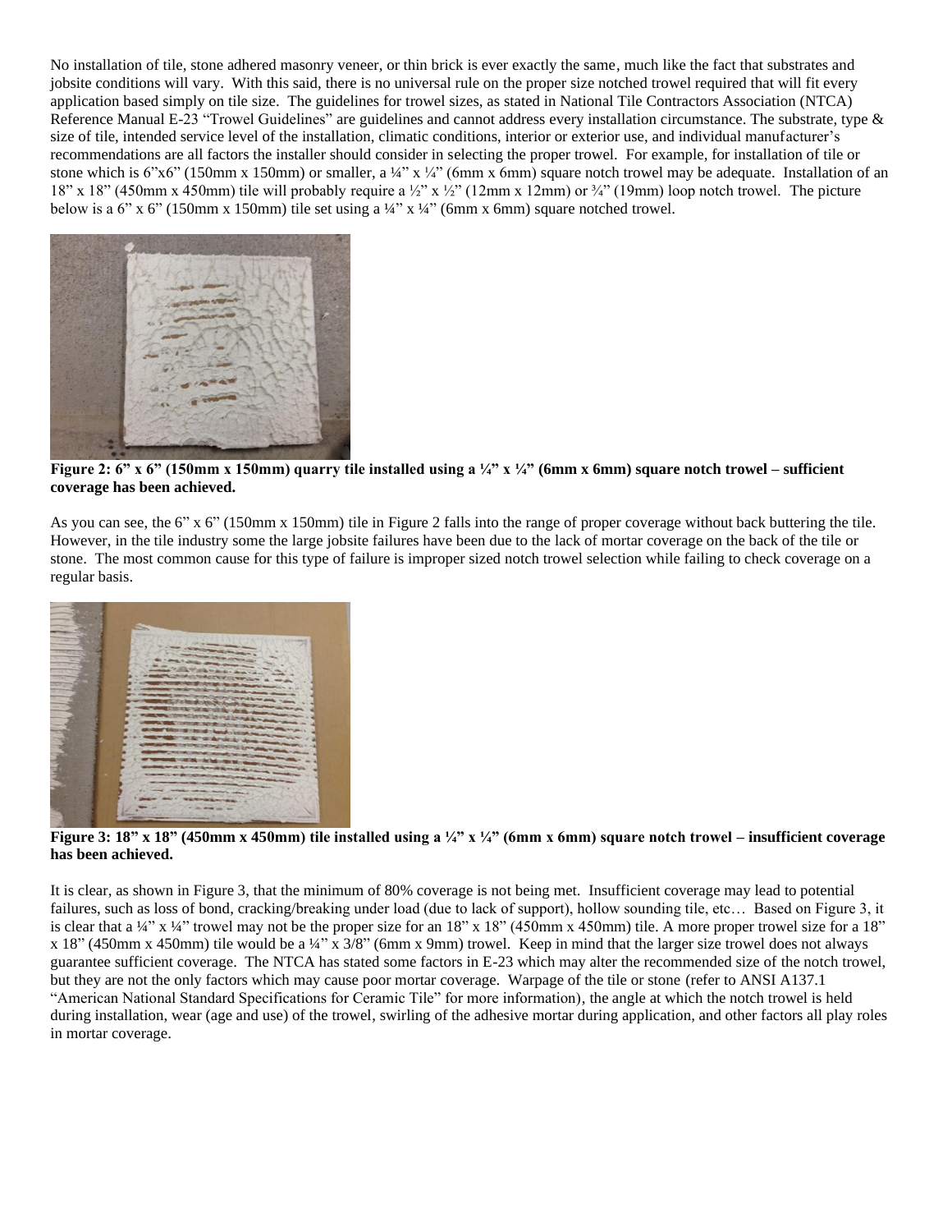No installation of tile, stone adhered masonry veneer, or thin brick is ever exactly the same, much like the fact that substrates and jobsite conditions will vary. With this said, there is no universal rule on the proper size notched trowel required that will fit every application based simply on tile size. The guidelines for trowel sizes, as stated in National Tile Contractors Association (NTCA) Reference Manual E-23 "Trowel Guidelines" are guidelines and cannot address every installation circumstance. The substrate, type & size of tile, intended service level of the installation, climatic conditions, interior or exterior use, and individual manufacturer's recommendations are all factors the installer should consider in selecting the proper trowel. For example, for installation of tile or stone which is 6"x6" (150mm x 150mm) or smaller, a ¼" x ¼" (6mm x 6mm) square notch trowel may be adequate. Installation of an 18" x 18" (450mm x 450mm) tile will probably require a ½" x ½" (12mm x 12mm) or ¾" (19mm) loop notch trowel. The picture below is a 6" x 6" (150mm x 150mm) tile set using a ¼" x ¼" (6mm x 6mm) square notched trowel.

**Figure 2: 6" x 6" (150mm x 150mm) quarry tile installed using a ¼" x ¼" (6mm x 6mm) square notch trowel – sufficient coverage has been achieved.**

As you can see, the 6" x 6" (150mm x 150mm) tile in Figure 2 falls into the range of proper coverage without back buttering the tile. However, in the tile industry some the large jobsite failures have been due to the lack of mortar coverage on the back of the tile or stone. The most common cause for this type of failure is improper sized notch trowel selection while failing to check coverage on a regular basis.

**Figure 3: 18" x 18" (450mm x 450mm) tile installed using a ¼" x ¼" (6mm x 6mm) square notch trowel – insufficient coverage has been achieved.**

It is clear, as shown in Figure 3, that the minimum of 80% coverage is not being met. Insufficient coverage may lead to potential failures, such as loss of bond, cracking/breaking under load (due to lack of support), hollow sounding tile, etc… Based on Figure 3, it is clear that a ¼" x ¼" trowel may not be the proper size for an 18" x 18" (450mm x 450mm) tile. A more proper trowel size for a 18" x 18" (450mm x 450mm) tile would be a ¼" x 3/8" (6mm x 9mm) trowel. Keep in mind that the larger size trowel does not always guarantee sufficient coverage. The NTCA has stated some factors in E-23 which may alter the recommended size of the notch trowel, but they are not the only factors which may cause poor mortar coverage. Warpage of the tile or stone (refer to ANSI A137.1 "American National Standard Specifications for Ceramic Tile" for more information), the angle at which the notch trowel is held during installation, wear (age and use) of the trowel, swirling of the adhesive mortar during application, and other factors all play roles in mortar coverage.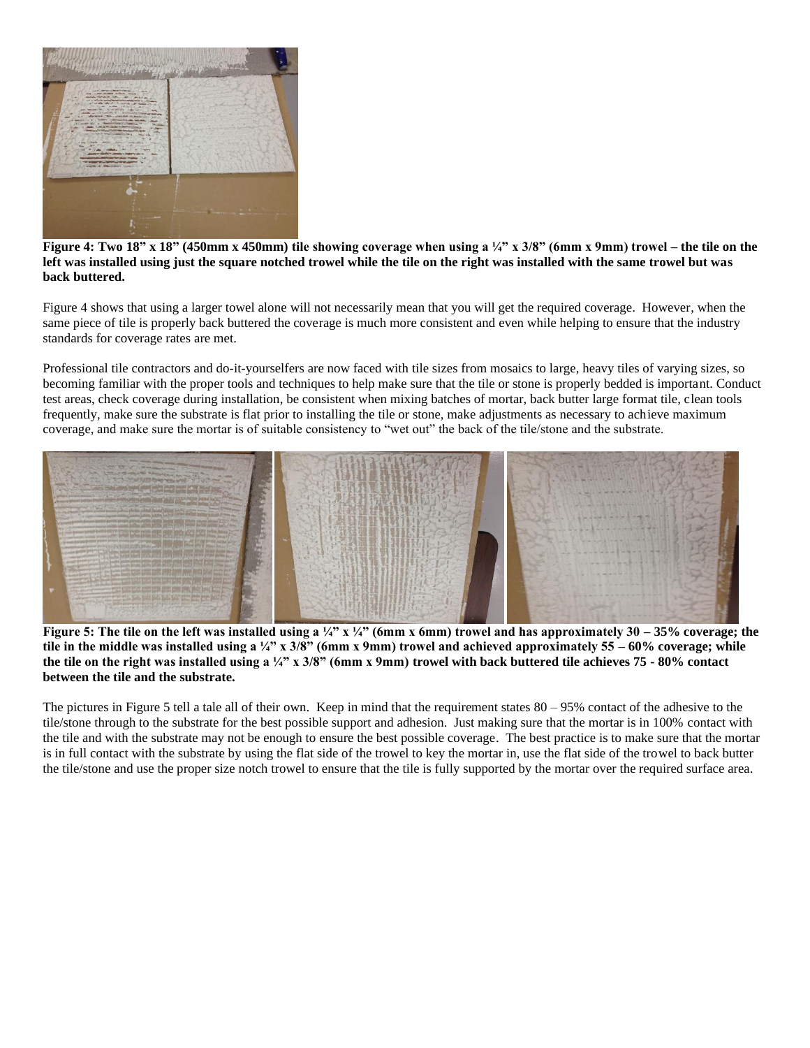**Figure 4: Two 18" x 18" (450mm x 450mm) tile showing coverage when using a ¼" x 3/8" (6mm x 9mm) trowel – the tile on the left was installed using just the square notched trowel while the tile on the right was installed with the same trowel but was back buttered.**

Figure 4 shows that using a larger towel alone will not necessarily mean that you will get the required coverage. However, when the same piece of tile is properly back buttered the coverage is much more consistent and even while helping to ensure that the industry standards for coverage rates are met.

Professional tile contractors and do-it-yourselfers are now faced with tile sizes from mosaics to large, heavy tiles of varying sizes, so becoming familiar with the proper tools and techniques to help make sure that the tile or stone is properly bedded is important. Conduct test areas, check coverage during installation, be consistent when mixing batches of mortar, back butter large format tile, clean tools frequently, make sure the substrate is flat prior to installing the tile or stone, make adjustments as necessary to achieve maximum coverage, and make sure the mortar is of suitable consistency to "wet out" the back of the tile/stone and the substrate.

**Figure 5: The tile on the left was installed using a ¼" x ¼" (6mm x 6mm) trowel and has approximately 30 – 35% coverage; the tile in the middle was installed using a ¼" x 3/8" (6mm x 9mm) trowel and achieved approximately 55 – 60% coverage; while the tile on the right was installed using a ¼" x 3/8" (6mm x 9mm) trowel with back buttered tile achieves 75 - 80% contact between the tile and the substrate.**

The pictures in Figure 5 tell a tale all of their own. Keep in mind that the requirement states 80 – 95% contact of the adhesive to the tile/stone through to the substrate for the best possible support and adhesion. Just making sure that the mortar is in 100% contact with the tile and with the substrate may not be enough to ensure the best possible coverage. The best practice is to make sure that the mortar is in full contact with the substrate by using the flat side of the trowel to key the mortar in, use the flat side of the trowel to back butter the tile/stone and use the proper size notch trowel to ensure that the tile is fully supported by the mortar over the required surface area.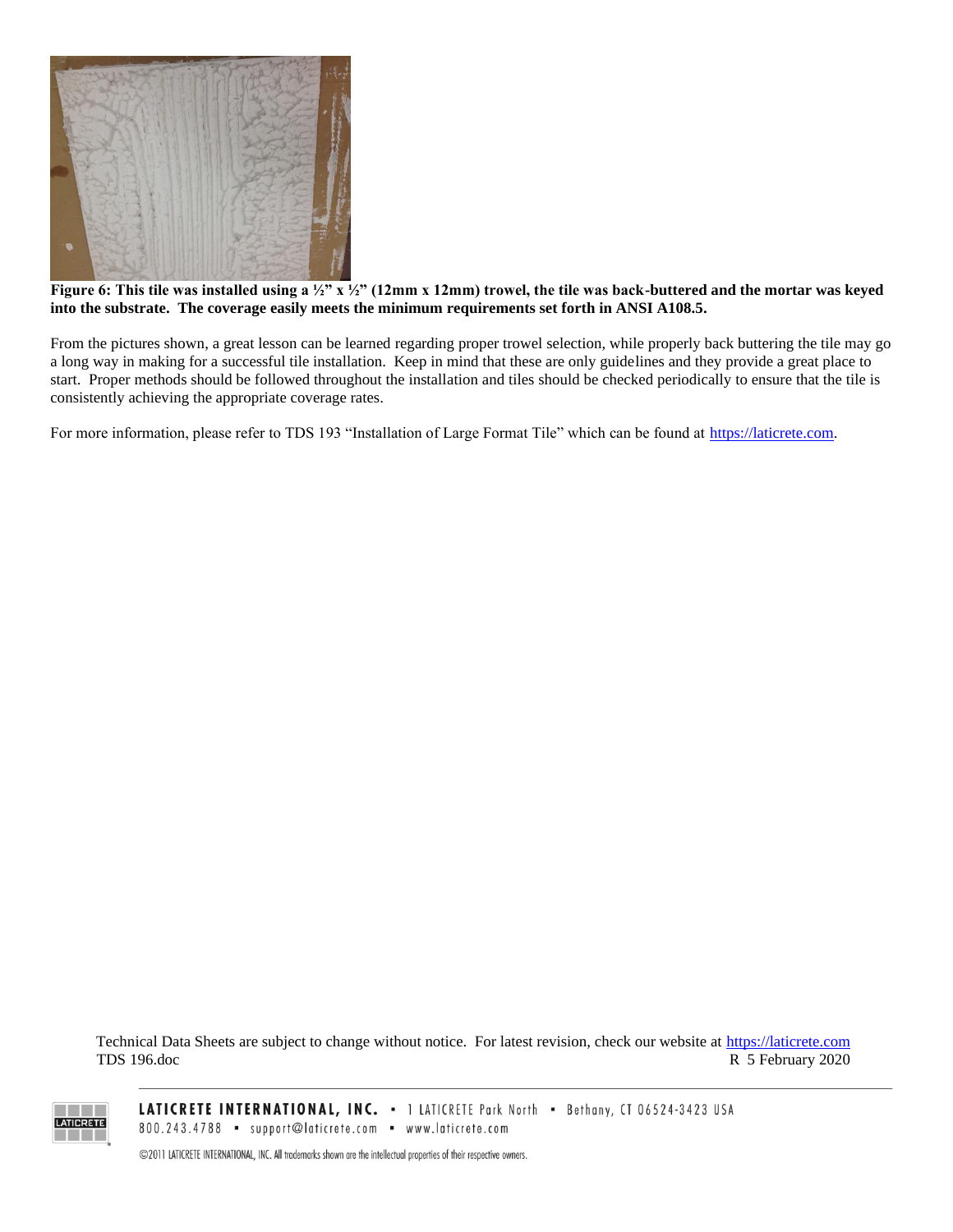**Figure 6: This tile was installed using a ½" x ½" (12mm x 12mm) trowel, the tile was back-buttered and the mortar was keyed into the substrate. The coverage easily meets the minimum requirements set forth in ANSI A108.5.**

From the pictures shown, a great lesson can be learned regarding proper trowel selection, while properly back buttering the tile may go a long way in making for a successful tile installation. Keep in mind that these are only guidelines and they provide a great place to start. Proper methods should be followed throughout the installation and tiles should be checked periodically to ensure that the tile is consistently achieving the appropriate coverage rates.

For more information, please refer to TDS 193 "Installation of Large Format Tile" which can be found at https://laticrete.com.

Technical Data Sheets are subject to change without notice. For latest revision, check our website at https://laticrete.com
TDS 196.doc R 5 February 2020

**LATICRETE INTERNATIONAL, INC.** ▪ 1 LATICRETE Park North ▪ Bethany, CT 06524-3423 USA
800.243.4788 ▪ support@laticrete.com ▪ www.laticrete.com

©2011 LATICRETE INTERNATIONAL, INC. All trademarks shown are the intellectual properties of their respective owners.